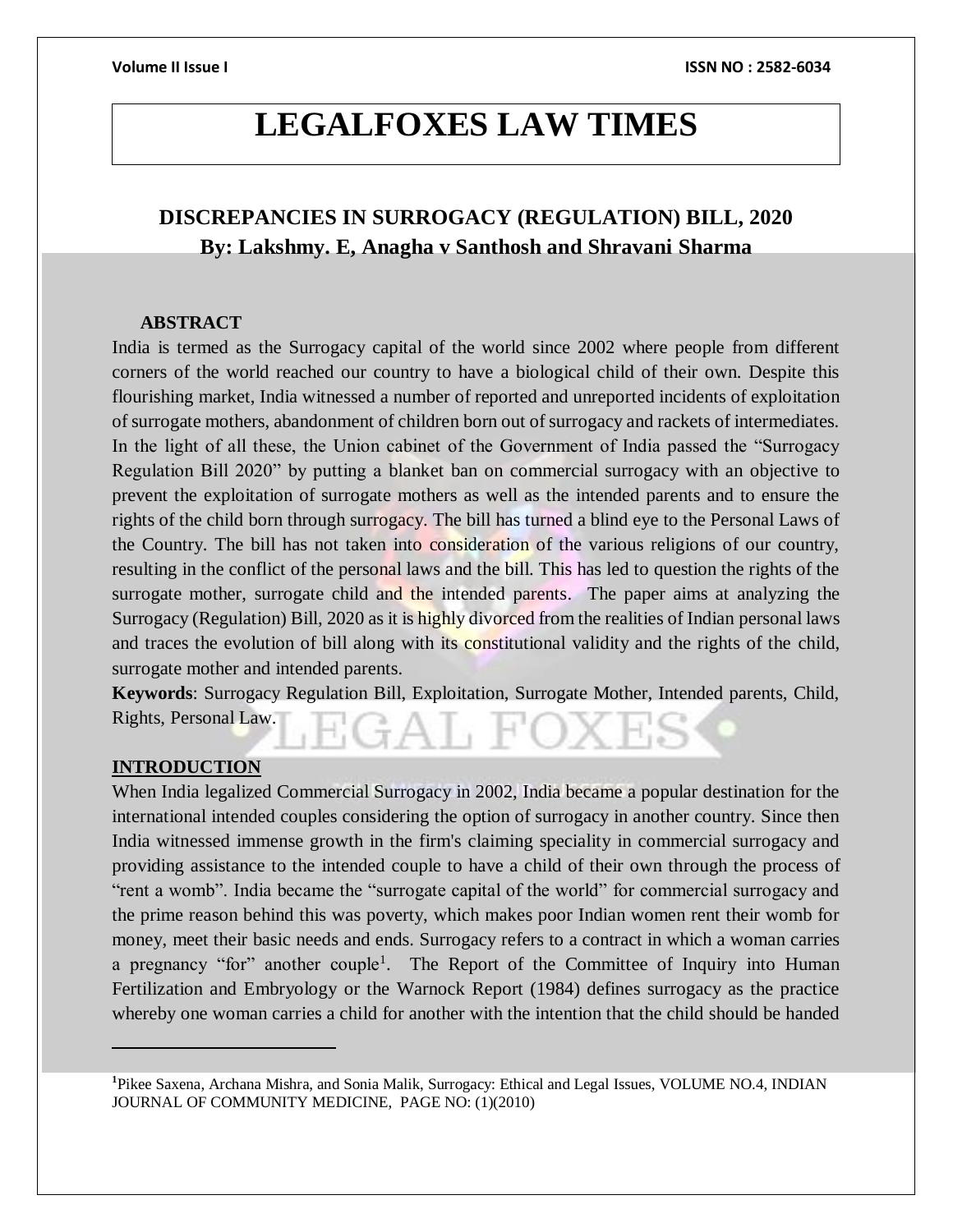# LEGALFOXES LAW TIMES

## DISCREPANCIES IN SURROGACY (REGULATION) BILL, 2020

**By: Lakshmy. E, Anagha v Santhosh and Shravani Sharma**

### ABSTRACT

India is termed as the Surrogacy capital of the world since 2002 where people from different corners of the world reached our country to have a biological child of their own. Despite this flourishing market, India witnessed a number of reported and unreported incidents of exploitation of surrogate mothers, abandonment of children born out of surrogacy and rackets of intermediates. In the light of all these, the Union cabinet of the Government of India passed the "Surrogacy Regulation Bill 2020" by putting a blanket ban on commercial surrogacy with an objective to prevent the exploitation of surrogate mothers as well as the intended parents and to ensure the rights of the child born through surrogacy. The bill has turned a blind eye to the Personal Laws of the Country. The bill has not taken into consideration of the various religions of our country, resulting in the conflict of the personal laws and the bill. This has led to question the rights of the surrogate mother, surrogate child and the intended parents. The paper aims at analyzing the Surrogacy (Regulation) Bill, 2020 as it is highly divorced from the realities of Indian personal laws and traces the evolution of bill along with its constitutional validity and the rights of the child, surrogate mother and intended parents.

**Keywords**: Surrogacy Regulation Bill, Exploitation, Surrogate Mother, Intended parents, Child, Rights, Personal Law.

### INTRODUCTION

When India legalized Commercial Surrogacy in 2002, India became a popular destination for the international intended couples considering the option of surrogacy in another country. Since then India witnessed immense growth in the firm's claiming speciality in commercial surrogacy and providing assistance to the intended couple to have a child of their own through the process of "rent a womb". India became the "surrogate capital of the world" for commercial surrogacy and the prime reason behind this was poverty, which makes poor Indian women rent their womb for money, meet their basic needs and ends. Surrogacy refers to a contract in which a woman carries a pregnancy "for" another couple[1]. The Report of the Committee of Inquiry into Human Fertilization and Embryology or the Warnock Report (1984) defines surrogacy as the practice whereby one woman carries a child for another with the intention that the child should be handed

---

[1] Pikee Saxena, Archana Mishra, and Sonia Malik, Surrogacy: Ethical and Legal Issues, VOLUME NO.4, INDIAN JOURNAL OF COMMUNITY MEDICINE, PAGE NO: (1)(2010)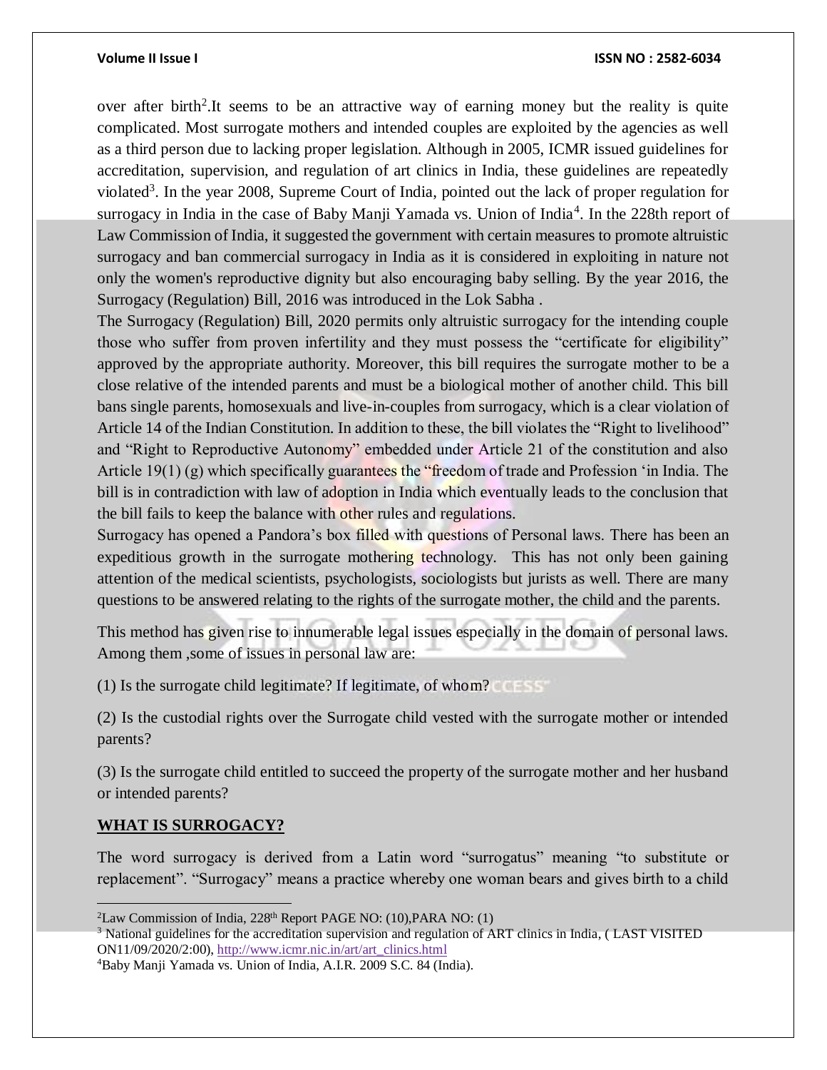over after birth[2].It seems to be an attractive way of earning money but the reality is quite complicated. Most surrogate mothers and intended couples are exploited by the agencies as well as a third person due to lacking proper legislation. Although in 2005, ICMR issued guidelines for accreditation, supervision, and regulation of art clinics in India, these guidelines are repeatedly violated[3]. In the year 2008, Supreme Court of India, pointed out the lack of proper regulation for surrogacy in India in the case of Baby Manji Yamada vs. Union of India[4]. In the 228th report of Law Commission of India, it suggested the government with certain measures to promote altruistic surrogacy and ban commercial surrogacy in India as it is considered in exploiting in nature not only the women's reproductive dignity but also encouraging baby selling. By the year 2016, the Surrogacy (Regulation) Bill, 2016 was introduced in the Lok Sabha .

The Surrogacy (Regulation) Bill, 2020 permits only altruistic surrogacy for the intending couple those who suffer from proven infertility and they must possess the "certificate for eligibility" approved by the appropriate authority. Moreover, this bill requires the surrogate mother to be a close relative of the intended parents and must be a biological mother of another child. This bill bans single parents, homosexuals and live-in-couples from surrogacy, which is a clear violation of Article 14 of the Indian Constitution. In addition to these, the bill violates the "Right to livelihood" and "Right to Reproductive Autonomy" embedded under Article 21 of the constitution and also Article 19(1) (g) which specifically guarantees the "freedom of trade and Profession 'in India. The bill is in contradiction with law of adoption in India which eventually leads to the conclusion that the bill fails to keep the balance with other rules and regulations.

Surrogacy has opened a Pandora's box filled with questions of Personal laws. There has been an expeditious growth in the surrogate mothering technology. This has not only been gaining attention of the medical scientists, psychologists, sociologists but jurists as well. There are many questions to be answered relating to the rights of the surrogate mother, the child and the parents.

This method has given rise to innumerable legal issues especially in the domain of personal laws. Among them ,some of issues in personal law are:

(1) Is the surrogate child legitimate? If legitimate, of whom?

(2) Is the custodial rights over the Surrogate child vested with the surrogate mother or intended parents?

(3) Is the surrogate child entitled to succeed the property of the surrogate mother and her husband or intended parents?

## WHAT IS SURROGACY?

The word surrogacy is derived from a Latin word "surrogatus" meaning "to substitute or replacement". "Surrogacy" means a practice whereby one woman bears and gives birth to a child

---

[2] Law Commission of India, 228th Report PAGE NO: (10),PARA NO: (1)

[3] National guidelines for the accreditation supervision and regulation of ART clinics in India, ( LAST VISITED ON11/09/2020/2:00), http://www.icmr.nic.in/art/art_clinics.html

[4] Baby Manji Yamada vs. Union of India, A.I.R. 2009 S.C. 84 (India).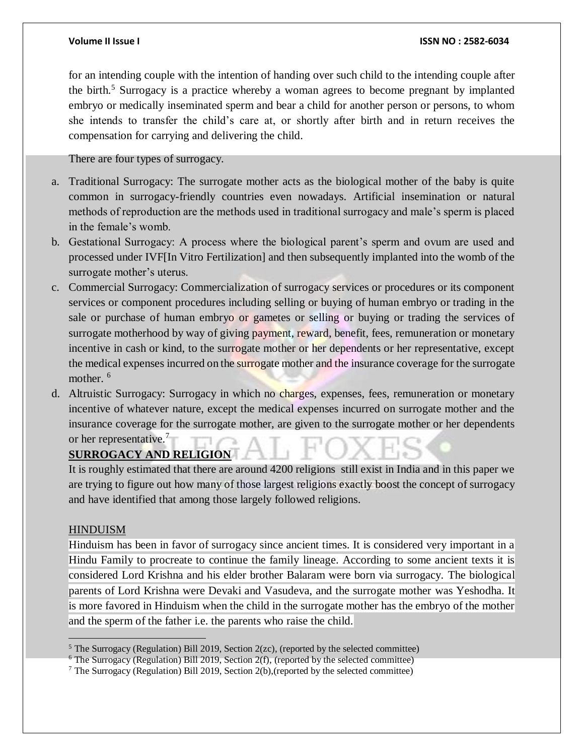for an intending couple with the intention of handing over such child to the intending couple after the birth.[5] Surrogacy is a practice whereby a woman agrees to become pregnant by implanted embryo or medically inseminated sperm and bear a child for another person or persons, to whom she intends to transfer the child's care at, or shortly after birth and in return receives the compensation for carrying and delivering the child.

There are four types of surrogacy.

a. Traditional Surrogacy: The surrogate mother acts as the biological mother of the baby is quite common in surrogacy-friendly countries even nowadays. Artificial insemination or natural methods of reproduction are the methods used in traditional surrogacy and male's sperm is placed in the female's womb.
b. Gestational Surrogacy: A process where the biological parent's sperm and ovum are used and processed under IVF[In Vitro Fertilization] and then subsequently implanted into the womb of the surrogate mother's uterus.
c. Commercial Surrogacy: Commercialization of surrogacy services or procedures or its component services or component procedures including selling or buying of human embryo or trading in the sale or purchase of human embryo or gametes or selling or buying or trading the services of surrogate motherhood by way of giving payment, reward, benefit, fees, remuneration or monetary incentive in cash or kind, to the surrogate mother or her dependents or her representative, except the medical expenses incurred on the surrogate mother and the insurance coverage for the surrogate mother. [6]
d. Altruistic Surrogacy: Surrogacy in which no charges, expenses, fees, remuneration or monetary incentive of whatever nature, except the medical expenses incurred on surrogate mother and the insurance coverage for the surrogate mother, are given to the surrogate mother or her dependents or her representative.[7]

## SURROGACY AND RELIGION

It is roughly estimated that there are around 4200 religions still exist in India and in this paper we are trying to figure out how many of those largest religions exactly boost the concept of surrogacy and have identified that among those largely followed religions.

### HINDUISM

Hinduism has been in favor of surrogacy since ancient times. It is considered very important in a Hindu Family to procreate to continue the family lineage. According to some ancient texts it is considered Lord Krishna and his elder brother Balaram were born via surrogacy. The biological parents of Lord Krishna were Devaki and Vasudeva, and the surrogate mother was Yeshodha. It is more favored in Hinduism when the child in the surrogate mother has the embryo of the mother and the sperm of the father i.e. the parents who raise the child.

---

[5] The Surrogacy (Regulation) Bill 2019, Section 2(zc), (reported by the selected committee)
[6] The Surrogacy (Regulation) Bill 2019, Section 2(f), (reported by the selected committee)
[7] The Surrogacy (Regulation) Bill 2019, Section 2(b),(reported by the selected committee)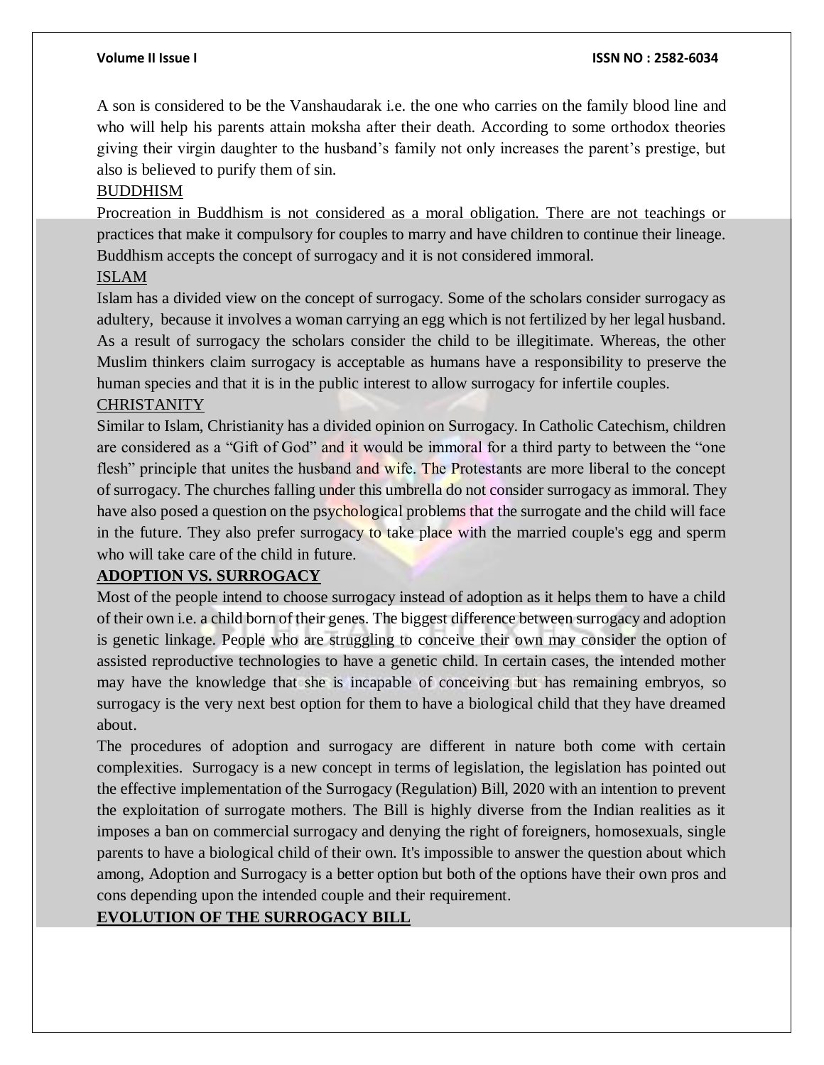A son is considered to be the Vanshaudarak i.e. the one who carries on the family blood line and who will help his parents attain moksha after their death. According to some orthodox theories giving their virgin daughter to the husband's family not only increases the parent's prestige, but also is believed to purify them of sin.

BUDDHISM

Procreation in Buddhism is not considered as a moral obligation. There are not teachings or practices that make it compulsory for couples to marry and have children to continue their lineage. Buddhism accepts the concept of surrogacy and it is not considered immoral.

ISLAM

Islam has a divided view on the concept of surrogacy. Some of the scholars consider surrogacy as adultery, because it involves a woman carrying an egg which is not fertilized by her legal husband. As a result of surrogacy the scholars consider the child to be illegitimate. Whereas, the other Muslim thinkers claim surrogacy is acceptable as humans have a responsibility to preserve the human species and that it is in the public interest to allow surrogacy for infertile couples.

CHRISTANITY

Similar to Islam, Christianity has a divided opinion on Surrogacy. In Catholic Catechism, children are considered as a "Gift of God" and it would be immoral for a third party to between the "one flesh" principle that unites the husband and wife. The Protestants are more liberal to the concept of surrogacy. The churches falling under this umbrella do not consider surrogacy as immoral. They have also posed a question on the psychological problems that the surrogate and the child will face in the future. They also prefer surrogacy to take place with the married couple's egg and sperm who will take care of the child in future.

**ADOPTION VS. SURROGACY**

Most of the people intend to choose surrogacy instead of adoption as it helps them to have a child of their own i.e. a child born of their genes. The biggest difference between surrogacy and adoption is genetic linkage. People who are struggling to conceive their own may consider the option of assisted reproductive technologies to have a genetic child. In certain cases, the intended mother may have the knowledge that she is incapable of conceiving but has remaining embryos, so surrogacy is the very next best option for them to have a biological child that they have dreamed about.

The procedures of adoption and surrogacy are different in nature both come with certain complexities. Surrogacy is a new concept in terms of legislation, the legislation has pointed out the effective implementation of the Surrogacy (Regulation) Bill, 2020 with an intention to prevent the exploitation of surrogate mothers. The Bill is highly diverse from the Indian realities as it imposes a ban on commercial surrogacy and denying the right of foreigners, homosexuals, single parents to have a biological child of their own. It's impossible to answer the question about which among, Adoption and Surrogacy is a better option but both of the options have their own pros and cons depending upon the intended couple and their requirement.

**EVOLUTION OF THE SURROGACY BILL**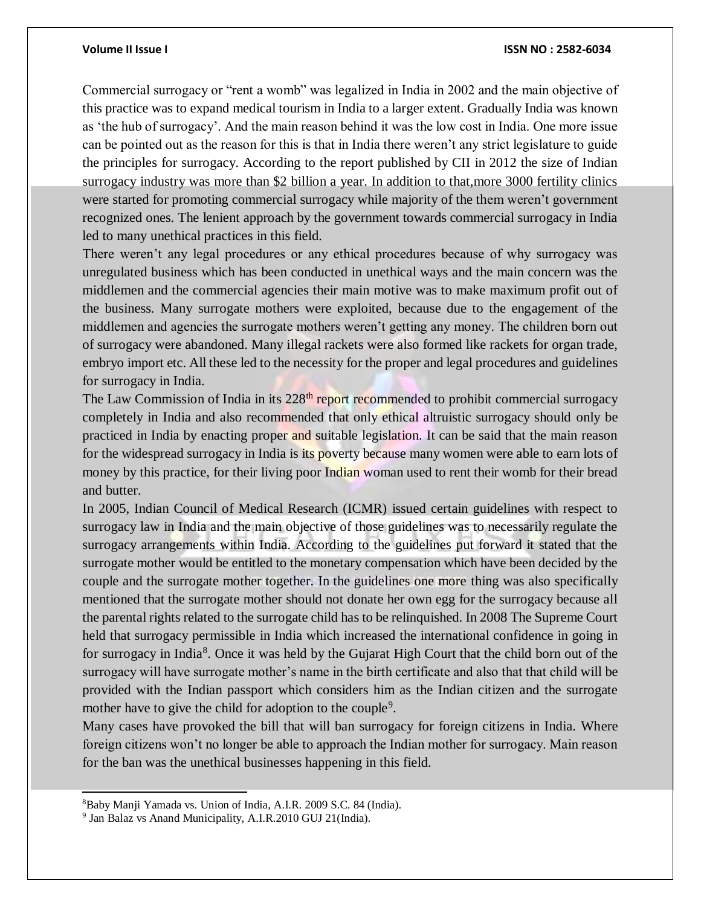Commercial surrogacy or "rent a womb" was legalized in India in 2002 and the main objective of this practice was to expand medical tourism in India to a larger extent. Gradually India was known as 'the hub of surrogacy'. And the main reason behind it was the low cost in India. One more issue can be pointed out as the reason for this is that in India there weren't any strict legislature to guide the principles for surrogacy. According to the report published by CII in 2012 the size of Indian surrogacy industry was more than $2 billion a year. In addition to that,more 3000 fertility clinics were started for promoting commercial surrogacy while majority of the them weren't government recognized ones. The lenient approach by the government towards commercial surrogacy in India led to many unethical practices in this field.

There weren't any legal procedures or any ethical procedures because of why surrogacy was unregulated business which has been conducted in unethical ways and the main concern was the middlemen and the commercial agencies their main motive was to make maximum profit out of the business. Many surrogate mothers were exploited, because due to the engagement of the middlemen and agencies the surrogate mothers weren't getting any money. The children born out of surrogacy were abandoned. Many illegal rackets were also formed like rackets for organ trade, embryo import etc. All these led to the necessity for the proper and legal procedures and guidelines for surrogacy in India.

The Law Commission of India in its 228th report recommended to prohibit commercial surrogacy completely in India and also recommended that only ethical altruistic surrogacy should only be practiced in India by enacting proper and suitable legislation. It can be said that the main reason for the widespread surrogacy in India is its poverty because many women were able to earn lots of money by this practice, for their living poor Indian woman used to rent their womb for their bread and butter.

In 2005, Indian Council of Medical Research (ICMR) issued certain guidelines with respect to surrogacy law in India and the main objective of those guidelines was to necessarily regulate the surrogacy arrangements within India. According to the guidelines put forward it stated that the surrogate mother would be entitled to the monetary compensation which have been decided by the couple and the surrogate mother together. In the guidelines one more thing was also specifically mentioned that the surrogate mother should not donate her own egg for the surrogacy because all the parental rights related to the surrogate child has to be relinquished. In 2008 The Supreme Court held that surrogacy permissible in India which increased the international confidence in going in for surrogacy in India[8]. Once it was held by the Gujarat High Court that the child born out of the surrogacy will have surrogate mother's name in the birth certificate and also that that child will be provided with the Indian passport which considers him as the Indian citizen and the surrogate mother have to give the child for adoption to the couple[9].

Many cases have provoked the bill that will ban surrogacy for foreign citizens in India. Where foreign citizens won't no longer be able to approach the Indian mother for surrogacy. Main reason for the ban was the unethical businesses happening in this field.

---

[8] Baby Manji Yamada vs. Union of India, A.I.R. 2009 S.C. 84 (India).

[9] Jan Balaz vs Anand Municipality, A.I.R.2010 GUJ 21(India).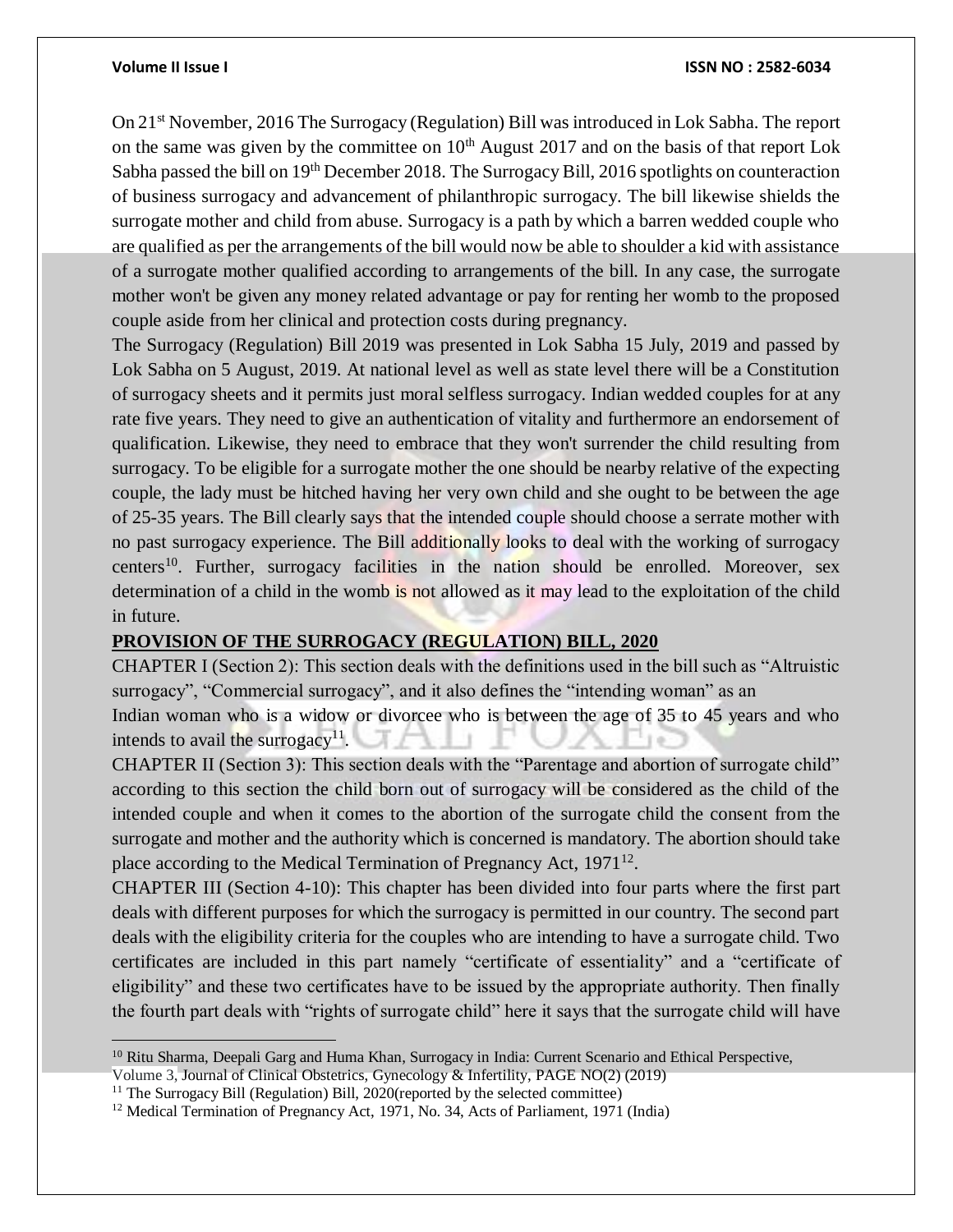On 21st November, 2016 The Surrogacy (Regulation) Bill was introduced in Lok Sabha. The report on the same was given by the committee on 10th August 2017 and on the basis of that report Lok Sabha passed the bill on 19th December 2018. The Surrogacy Bill, 2016 spotlights on counteraction of business surrogacy and advancement of philanthropic surrogacy. The bill likewise shields the surrogate mother and child from abuse. Surrogacy is a path by which a barren wedded couple who are qualified as per the arrangements of the bill would now be able to shoulder a kid with assistance of a surrogate mother qualified according to arrangements of the bill. In any case, the surrogate mother won't be given any money related advantage or pay for renting her womb to the proposed couple aside from her clinical and protection costs during pregnancy.

The Surrogacy (Regulation) Bill 2019 was presented in Lok Sabha 15 July, 2019 and passed by Lok Sabha on 5 August, 2019. At national level as well as state level there will be a Constitution of surrogacy sheets and it permits just moral selfless surrogacy. Indian wedded couples for at any rate five years. They need to give an authentication of vitality and furthermore an endorsement of qualification. Likewise, they need to embrace that they won't surrender the child resulting from surrogacy. To be eligible for a surrogate mother the one should be nearby relative of the expecting couple, the lady must be hitched having her very own child and she ought to be between the age of 25-35 years. The Bill clearly says that the intended couple should choose a serrate mother with no past surrogacy experience. The Bill additionally looks to deal with the working of surrogacy centers[10]. Further, surrogacy facilities in the nation should be enrolled. Moreover, sex determination of a child in the womb is not allowed as it may lead to the exploitation of the child in future.

## PROVISION OF THE SURROGACY (REGULATION) BILL, 2020

CHAPTER I (Section 2): This section deals with the definitions used in the bill such as "Altruistic surrogacy", "Commercial surrogacy", and it also defines the "intending woman" as an Indian woman who is a widow or divorcee who is between the age of 35 to 45 years and who intends to avail the surrogacy[11].

CHAPTER II (Section 3): This section deals with the "Parentage and abortion of surrogate child" according to this section the child born out of surrogacy will be considered as the child of the intended couple and when it comes to the abortion of the surrogate child the consent from the surrogate and mother and the authority which is concerned is mandatory. The abortion should take place according to the Medical Termination of Pregnancy Act, 1971[12].

CHAPTER III (Section 4-10): This chapter has been divided into four parts where the first part deals with different purposes for which the surrogacy is permitted in our country. The second part deals with the eligibility criteria for the couples who are intending to have a surrogate child. Two certificates are included in this part namely "certificate of essentiality" and a "certificate of eligibility" and these two certificates have to be issued by the appropriate authority. Then finally the fourth part deals with "rights of surrogate child" here it says that the surrogate child will have

---

[10] Ritu Sharma, Deepali Garg and Huma Khan, Surrogacy in India: Current Scenario and Ethical Perspective, Volume 3, Journal of Clinical Obstetrics, Gynecology & Infertility, PAGE NO(2) (2019)

[11] The Surrogacy Bill (Regulation) Bill, 2020(reported by the selected committee)

[12] Medical Termination of Pregnancy Act, 1971, No. 34, Acts of Parliament, 1971 (India)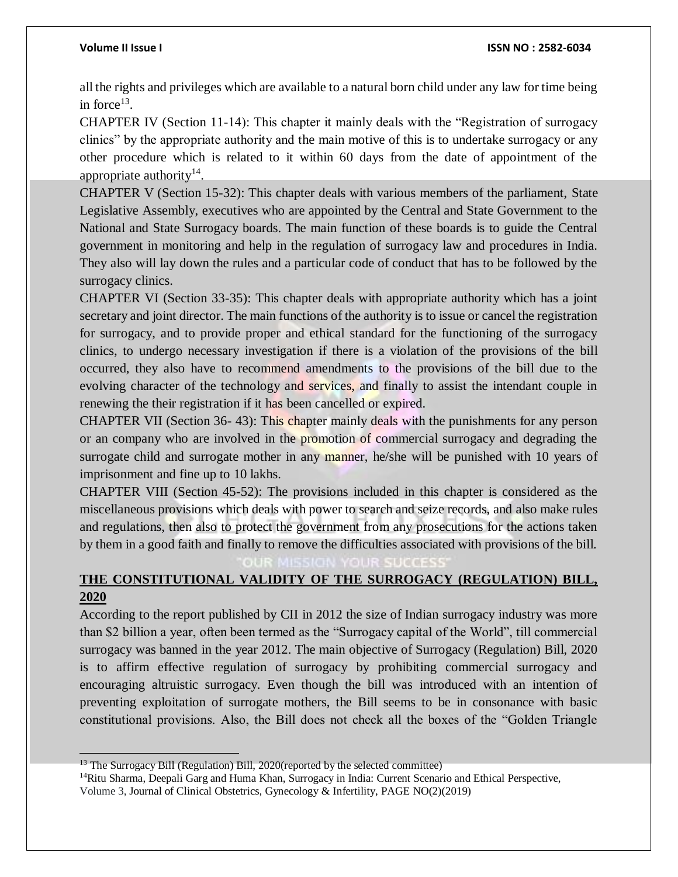all the rights and privileges which are available to a natural born child under any law for time being in force[13].

CHAPTER IV (Section 11-14): This chapter it mainly deals with the "Registration of surrogacy clinics" by the appropriate authority and the main motive of this is to undertake surrogacy or any other procedure which is related to it within 60 days from the date of appointment of the appropriate authority[14].

CHAPTER V (Section 15-32): This chapter deals with various members of the parliament, State Legislative Assembly, executives who are appointed by the Central and State Government to the National and State Surrogacy boards. The main function of these boards is to guide the Central government in monitoring and help in the regulation of surrogacy law and procedures in India. They also will lay down the rules and a particular code of conduct that has to be followed by the surrogacy clinics.

CHAPTER VI (Section 33-35): This chapter deals with appropriate authority which has a joint secretary and joint director. The main functions of the authority is to issue or cancel the registration for surrogacy, and to provide proper and ethical standard for the functioning of the surrogacy clinics, to undergo necessary investigation if there is a violation of the provisions of the bill occurred, they also have to recommend amendments to the provisions of the bill due to the evolving character of the technology and services, and finally to assist the intendant couple in renewing the their registration if it has been cancelled or expired.

CHAPTER VII (Section 36- 43): This chapter mainly deals with the punishments for any person or an company who are involved in the promotion of commercial surrogacy and degrading the surrogate child and surrogate mother in any manner, he/she will be punished with 10 years of imprisonment and fine up to 10 lakhs.

CHAPTER VIII (Section 45-52): The provisions included in this chapter is considered as the miscellaneous provisions which deals with power to search and seize records, and also make rules and regulations, then also to protect the government from any prosecutions for the actions taken by them in a good faith and finally to remove the difficulties associated with provisions of the bill.

## THE CONSTITUTIONAL VALIDITY OF THE SURROGACY (REGULATION) BILL, 2020

According to the report published by CII in 2012 the size of Indian surrogacy industry was more than $2 billion a year, often been termed as the "Surrogacy capital of the World", till commercial surrogacy was banned in the year 2012. The main objective of Surrogacy (Regulation) Bill, 2020 is to affirm effective regulation of surrogacy by prohibiting commercial surrogacy and encouraging altruistic surrogacy. Even though the bill was introduced with an intention of preventing exploitation of surrogate mothers, the Bill seems to be in consonance with basic constitutional provisions. Also, the Bill does not check all the boxes of the "Golden Triangle

---

[13] The Surrogacy Bill (Regulation) Bill, 2020(reported by the selected committee)

[14] Ritu Sharma, Deepali Garg and Huma Khan, Surrogacy in India: Current Scenario and Ethical Perspective, Volume 3, Journal of Clinical Obstetrics, Gynecology & Infertility, PAGE NO(2)(2019)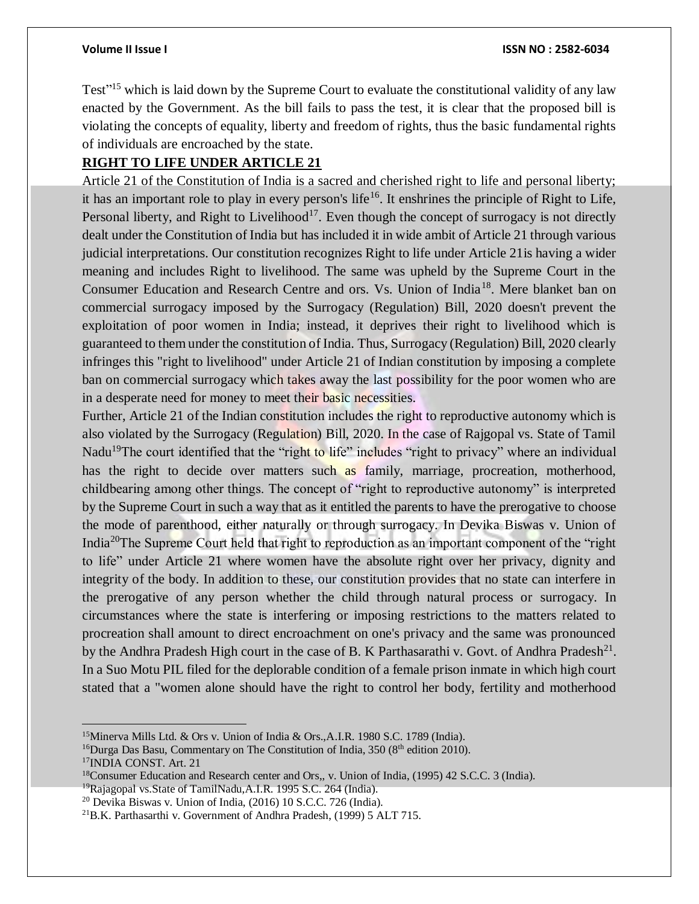Test"[15] which is laid down by the Supreme Court to evaluate the constitutional validity of any law enacted by the Government. As the bill fails to pass the test, it is clear that the proposed bill is violating the concepts of equality, liberty and freedom of rights, thus the basic fundamental rights of individuals are encroached by the state.

**RIGHT TO LIFE UNDER ARTICLE 21**

Article 21 of the Constitution of India is a sacred and cherished right to life and personal liberty; it has an important role to play in every person's life[16]. It enshrines the principle of Right to Life, Personal liberty, and Right to Livelihood[17]. Even though the concept of surrogacy is not directly dealt under the Constitution of India but has included it in wide ambit of Article 21 through various judicial interpretations. Our constitution recognizes Right to life under Article 21is having a wider meaning and includes Right to livelihood. The same was upheld by the Supreme Court in the Consumer Education and Research Centre and ors. Vs. Union of India[18]. Mere blanket ban on commercial surrogacy imposed by the Surrogacy (Regulation) Bill, 2020 doesn't prevent the exploitation of poor women in India; instead, it deprives their right to livelihood which is guaranteed to them under the constitution of India. Thus, Surrogacy (Regulation) Bill, 2020 clearly infringes this "right to livelihood" under Article 21 of Indian constitution by imposing a complete ban on commercial surrogacy which takes away the last possibility for the poor women who are in a desperate need for money to meet their basic necessities.

Further, Article 21 of the Indian constitution includes the right to reproductive autonomy which is also violated by the Surrogacy (Regulation) Bill, 2020. In the case of Rajgopal vs. State of Tamil Nadu[19]The court identified that the "right to life" includes "right to privacy" where an individual has the right to decide over matters such as family, marriage, procreation, motherhood, childbearing among other things. The concept of "right to reproductive autonomy" is interpreted by the Supreme Court in such a way that as it entitled the parents to have the prerogative to choose the mode of parenthood, either naturally or through surrogacy. In Devika Biswas v. Union of India[20]The Supreme Court held that right to reproduction as an important component of the "right to life" under Article 21 where women have the absolute right over her privacy, dignity and integrity of the body. In addition to these, our constitution provides that no state can interfere in the prerogative of any person whether the child through natural process or surrogacy. In circumstances where the state is interfering or imposing restrictions to the matters related to procreation shall amount to direct encroachment on one's privacy and the same was pronounced by the Andhra Pradesh High court in the case of B. K Parthasarathi v. Govt. of Andhra Pradesh[21]. In a Suo Motu PIL filed for the deplorable condition of a female prison inmate in which high court stated that a "women alone should have the right to control her body, fertility and motherhood

---

[15]Minerva Mills Ltd. & Ors v. Union of India & Ors.,A.I.R. 1980 S.C. 1789 (India).

[16]Durga Das Basu, Commentary on The Constitution of India, 350 (8th edition 2010).

[17]INDIA CONST. Art. 21

[18]Consumer Education and Research center and Ors,, v. Union of India, (1995) 42 S.C.C. 3 (India).

[19]Rajagopal vs.State of TamilNadu,A.I.R. 1995 S.C. 264 (India).

[20] Devika Biswas v. Union of India, (2016) 10 S.C.C. 726 (India).

[21]B.K. Parthasarthi v. Government of Andhra Pradesh, (1999) 5 ALT 715.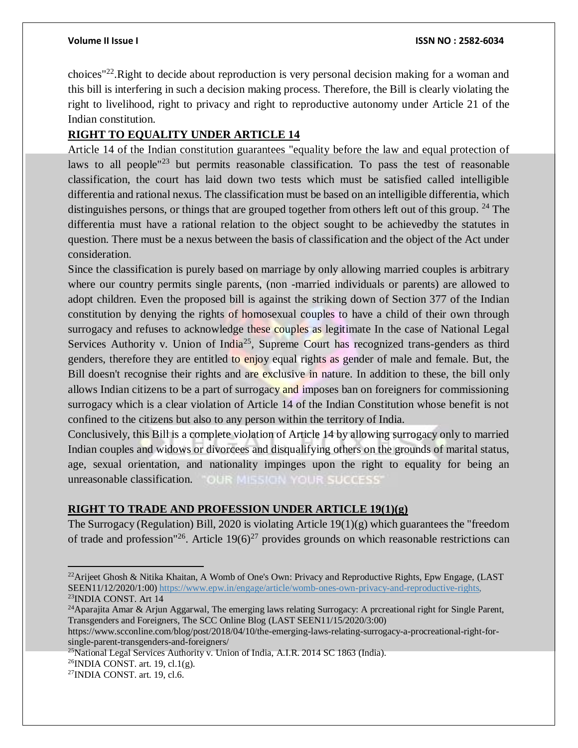choices"[22].Right to decide about reproduction is very personal decision making for a woman and this bill is interfering in such a decision making process. Therefore, the Bill is clearly violating the right to livelihood, right to privacy and right to reproductive autonomy under Article 21 of the Indian constitution.

## RIGHT TO EQUALITY UNDER ARTICLE 14

Article 14 of the Indian constitution guarantees "equality before the law and equal protection of laws to all people"[23] but permits reasonable classification. To pass the test of reasonable classification, the court has laid down two tests which must be satisfied called intelligible differentia and rational nexus. The classification must be based on an intelligible differentia, which distinguishes persons, or things that are grouped together from others left out of this group. [24] The differentia must have a rational relation to the object sought to be achievedby the statutes in question. There must be a nexus between the basis of classification and the object of the Act under consideration.

Since the classification is purely based on marriage by only allowing married couples is arbitrary where our country permits single parents, (non -married individuals or parents) are allowed to adopt children. Even the proposed bill is against the striking down of Section 377 of the Indian constitution by denying the rights of homosexual couples to have a child of their own through surrogacy and refuses to acknowledge these couples as legitimate In the case of National Legal Services Authority v. Union of India[25], Supreme Court has recognized trans-genders as third genders, therefore they are entitled to enjoy equal rights as gender of male and female. But, the Bill doesn't recognise their rights and are exclusive in nature. In addition to these, the bill only allows Indian citizens to be a part of surrogacy and imposes ban on foreigners for commissioning surrogacy which is a clear violation of Article 14 of the Indian Constitution whose benefit is not confined to the citizens but also to any person within the territory of India.

Conclusively, this Bill is a complete violation of Article 14 by allowing surrogacy only to married Indian couples and widows or divorcees and disqualifying others on the grounds of marital status, age, sexual orientation, and nationality impinges upon the right to equality for being an unreasonable classification.

## RIGHT TO TRADE AND PROFESSION UNDER ARTICLE 19(1)(g)

The Surrogacy (Regulation) Bill, 2020 is violating Article 19(1)(g) which guarantees the "freedom of trade and profession"[26]. Article 19(6)[27] provides grounds on which reasonable restrictions can

---

[22] Arijeet Ghosh & Nitika Khaitan, A Womb of One's Own: Privacy and Reproductive Rights, Epw Engage, (LAST SEEN11/12/2020/1:00) https://www.epw.in/engage/article/womb-ones-own-privacy-and-reproductive-rights,

[23] INDIA CONST. Art 14

[24] Aparajita Amar & Arjun Aggarwal, The emerging laws relating Surrogacy: A prcreational right for Single Parent, Transgenders and Foreigners, The SCC Online Blog (LAST SEEN11/15/2020/3:00) https://www.scconline.com/blog/post/2018/04/10/the-emerging-laws-relating-surrogacy-a-procreational-right-for-single-parent-transgenders-and-foreigners/

[25] National Legal Services Authority v. Union of India, A.I.R. 2014 SC 1863 (India).

[26] INDIA CONST. art. 19, cl.1(g).

[27] INDIA CONST. art. 19, cl.6.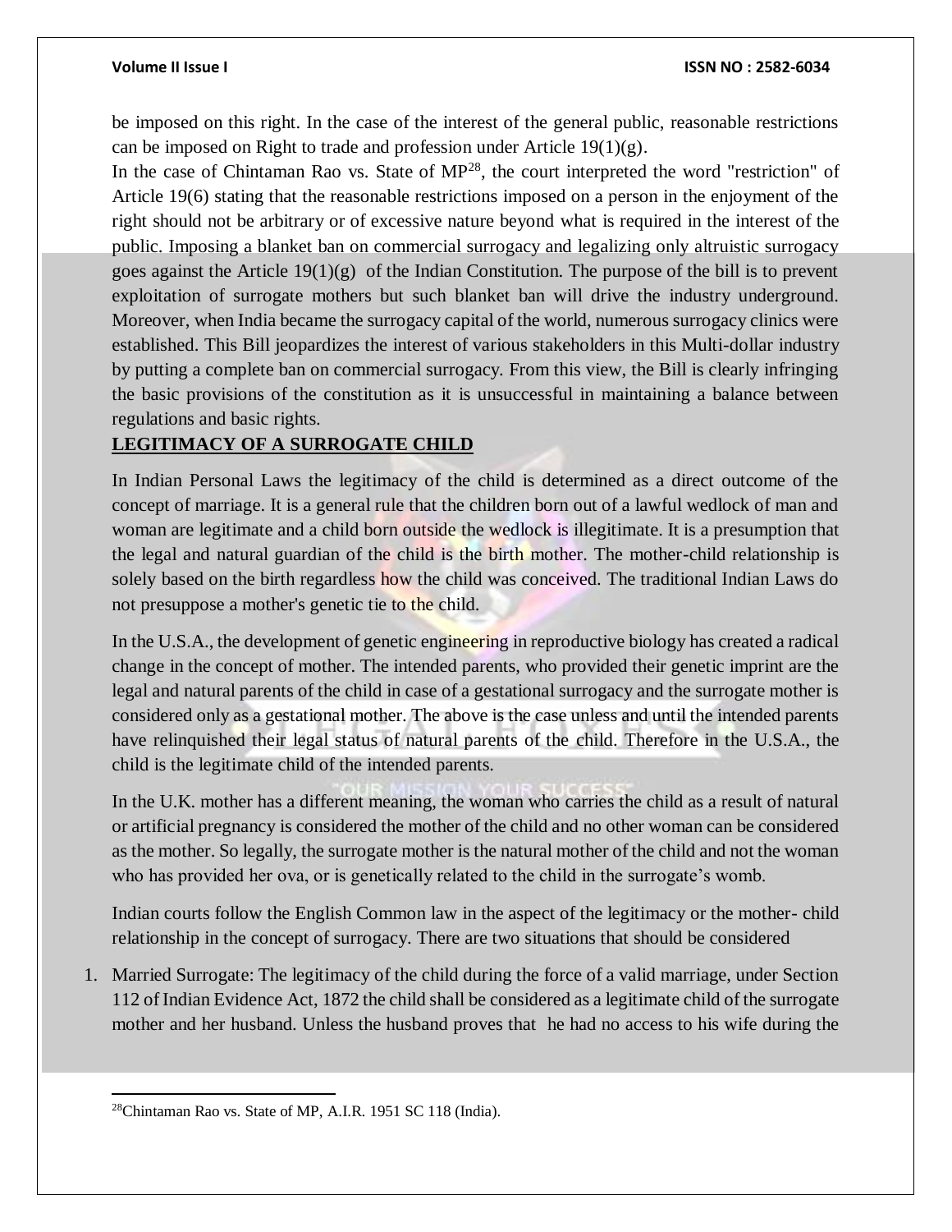be imposed on this right. In the case of the interest of the general public, reasonable restrictions can be imposed on Right to trade and profession under Article 19(1)(g).

In the case of Chintaman Rao vs. State of MP[28], the court interpreted the word "restriction" of Article 19(6) stating that the reasonable restrictions imposed on a person in the enjoyment of the right should not be arbitrary or of excessive nature beyond what is required in the interest of the public. Imposing a blanket ban on commercial surrogacy and legalizing only altruistic surrogacy goes against the Article 19(1)(g) of the Indian Constitution. The purpose of the bill is to prevent exploitation of surrogate mothers but such blanket ban will drive the industry underground. Moreover, when India became the surrogacy capital of the world, numerous surrogacy clinics were established. This Bill jeopardizes the interest of various stakeholders in this Multi-dollar industry by putting a complete ban on commercial surrogacy. From this view, the Bill is clearly infringing the basic provisions of the constitution as it is unsuccessful in maintaining a balance between regulations and basic rights.

## LEGITIMACY OF A SURROGATE CHILD

In Indian Personal Laws the legitimacy of the child is determined as a direct outcome of the concept of marriage. It is a general rule that the children born out of a lawful wedlock of man and woman are legitimate and a child born outside the wedlock is illegitimate. It is a presumption that the legal and natural guardian of the child is the birth mother. The mother-child relationship is solely based on the birth regardless how the child was conceived. The traditional Indian Laws do not presuppose a mother's genetic tie to the child.

In the U.S.A., the development of genetic engineering in reproductive biology has created a radical change in the concept of mother. The intended parents, who provided their genetic imprint are the legal and natural parents of the child in case of a gestational surrogacy and the surrogate mother is considered only as a gestational mother. The above is the case unless and until the intended parents have relinquished their legal status of natural parents of the child. Therefore in the U.S.A., the child is the legitimate child of the intended parents.

In the U.K. mother has a different meaning, the woman who carries the child as a result of natural or artificial pregnancy is considered the mother of the child and no other woman can be considered as the mother. So legally, the surrogate mother is the natural mother of the child and not the woman who has provided her ova, or is genetically related to the child in the surrogate's womb.

Indian courts follow the English Common law in the aspect of the legitimacy or the mother- child relationship in the concept of surrogacy. There are two situations that should be considered

1. Married Surrogate: The legitimacy of the child during the force of a valid marriage, under Section 112 of Indian Evidence Act, 1872 the child shall be considered as a legitimate child of the surrogate mother and her husband. Unless the husband proves that he had no access to his wife during the

[28] Chintaman Rao vs. State of MP, A.I.R. 1951 SC 118 (India).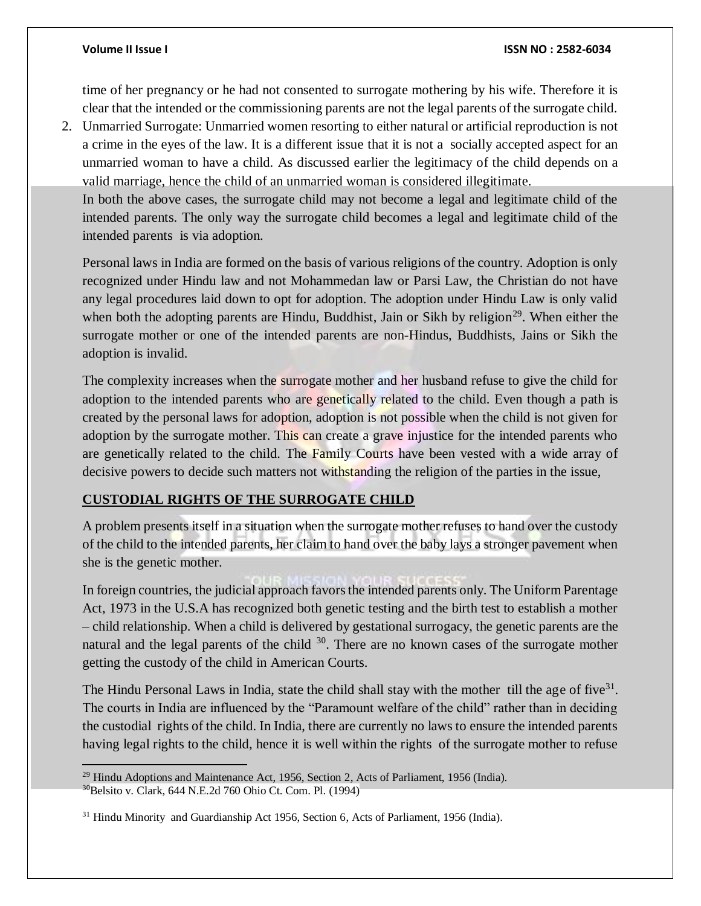time of her pregnancy or he had not consented to surrogate mothering by his wife. Therefore it is clear that the intended or the commissioning parents are not the legal parents of the surrogate child.

2. Unmarried Surrogate: Unmarried women resorting to either natural or artificial reproduction is not a crime in the eyes of the law. It is a different issue that it is not a socially accepted aspect for an unmarried woman to have a child. As discussed earlier the legitimacy of the child depends on a valid marriage, hence the child of an unmarried woman is considered illegitimate.

In both the above cases, the surrogate child may not become a legal and legitimate child of the intended parents. The only way the surrogate child becomes a legal and legitimate child of the intended parents is via adoption.

Personal laws in India are formed on the basis of various religions of the country. Adoption is only recognized under Hindu law and not Mohammedan law or Parsi Law, the Christian do not have any legal procedures laid down to opt for adoption. The adoption under Hindu Law is only valid when both the adopting parents are Hindu, Buddhist, Jain or Sikh by religion[29]. When either the surrogate mother or one of the intended parents are non-Hindus, Buddhists, Jains or Sikh the adoption is invalid.

The complexity increases when the surrogate mother and her husband refuse to give the child for adoption to the intended parents who are genetically related to the child. Even though a path is created by the personal laws for adoption, adoption is not possible when the child is not given for adoption by the surrogate mother. This can create a grave injustice for the intended parents who are genetically related to the child. The Family Courts have been vested with a wide array of decisive powers to decide such matters not withstanding the religion of the parties in the issue,

## CUSTODIAL RIGHTS OF THE SURROGATE CHILD

A problem presents itself in a situation when the surrogate mother refuses to hand over the custody of the child to the intended parents, her claim to hand over the baby lays a stronger pavement when she is the genetic mother.

In foreign countries, the judicial approach favors the intended parents only. The Uniform Parentage Act, 1973 in the U.S.A has recognized both genetic testing and the birth test to establish a mother – child relationship. When a child is delivered by gestational surrogacy, the genetic parents are the natural and the legal parents of the child [30]. There are no known cases of the surrogate mother getting the custody of the child in American Courts.

The Hindu Personal Laws in India, state the child shall stay with the mother till the age of five[31]. The courts in India are influenced by the "Paramount welfare of the child" rather than in deciding the custodial rights of the child. In India, there are currently no laws to ensure the intended parents having legal rights to the child, hence it is well within the rights of the surrogate mother to refuse

---

[29] Hindu Adoptions and Maintenance Act, 1956, Section 2, Acts of Parliament, 1956 (India).

[30] Belsito v. Clark, 644 N.E.2d 760 Ohio Ct. Com. Pl. (1994)

[31] Hindu Minority and Guardianship Act 1956, Section 6, Acts of Parliament, 1956 (India).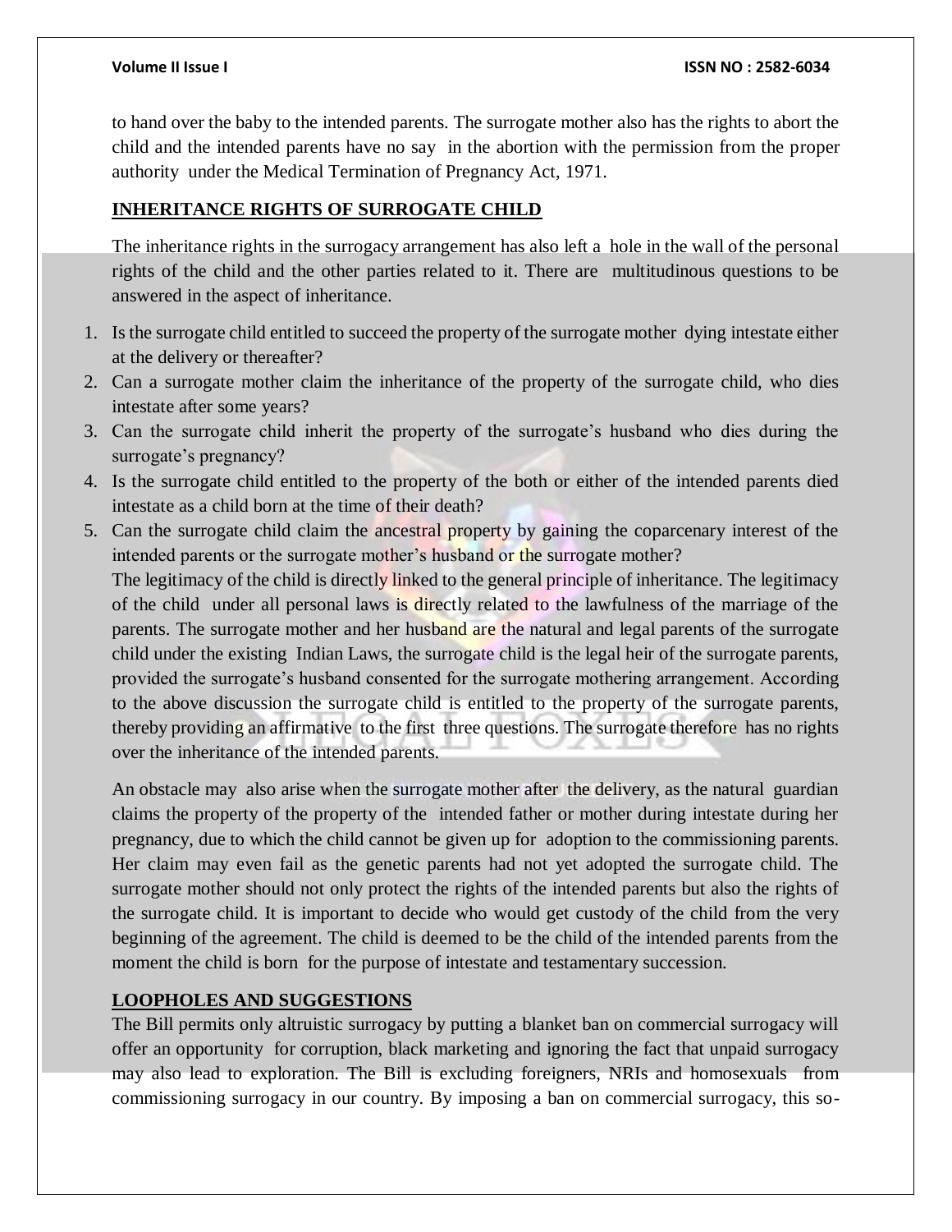to hand over the baby to the intended parents. The surrogate mother also has the rights to abort the child and the intended parents have no say in the abortion with the permission from the proper authority under the Medical Termination of Pregnancy Act, 1971.

## INHERITANCE RIGHTS OF SURROGATE CHILD

The inheritance rights in the surrogacy arrangement has also left a hole in the wall of the personal rights of the child and the other parties related to it. There are multitudinous questions to be answered in the aspect of inheritance.

1. Is the surrogate child entitled to succeed the property of the surrogate mother dying intestate either at the delivery or thereafter?
2. Can a surrogate mother claim the inheritance of the property of the surrogate child, who dies intestate after some years?
3. Can the surrogate child inherit the property of the surrogate's husband who dies during the surrogate's pregnancy?
4. Is the surrogate child entitled to the property of the both or either of the intended parents died intestate as a child born at the time of their death?
5. Can the surrogate child claim the ancestral property by gaining the coparcenary interest of the intended parents or the surrogate mother's husband or the surrogate mother?

The legitimacy of the child is directly linked to the general principle of inheritance. The legitimacy of the child under all personal laws is directly related to the lawfulness of the marriage of the parents. The surrogate mother and her husband are the natural and legal parents of the surrogate child under the existing Indian Laws, the surrogate child is the legal heir of the surrogate parents, provided the surrogate's husband consented for the surrogate mothering arrangement. According to the above discussion the surrogate child is entitled to the property of the surrogate parents, thereby providing an affirmative to the first three questions. The surrogate therefore has no rights over the inheritance of the intended parents.

An obstacle may also arise when the surrogate mother after the delivery, as the natural guardian claims the property of the property of the intended father or mother during intestate during her pregnancy, due to which the child cannot be given up for adoption to the commissioning parents. Her claim may even fail as the genetic parents had not yet adopted the surrogate child. The surrogate mother should not only protect the rights of the intended parents but also the rights of the surrogate child. It is important to decide who would get custody of the child from the very beginning of the agreement. The child is deemed to be the child of the intended parents from the moment the child is born for the purpose of intestate and testamentary succession.

## LOOPHOLES AND SUGGESTIONS

The Bill permits only altruistic surrogacy by putting a blanket ban on commercial surrogacy will offer an opportunity for corruption, black marketing and ignoring the fact that unpaid surrogacy may also lead to exploration. The Bill is excluding foreigners, NRIs and homosexuals from commissioning surrogacy in our country. By imposing a ban on commercial surrogacy, this so-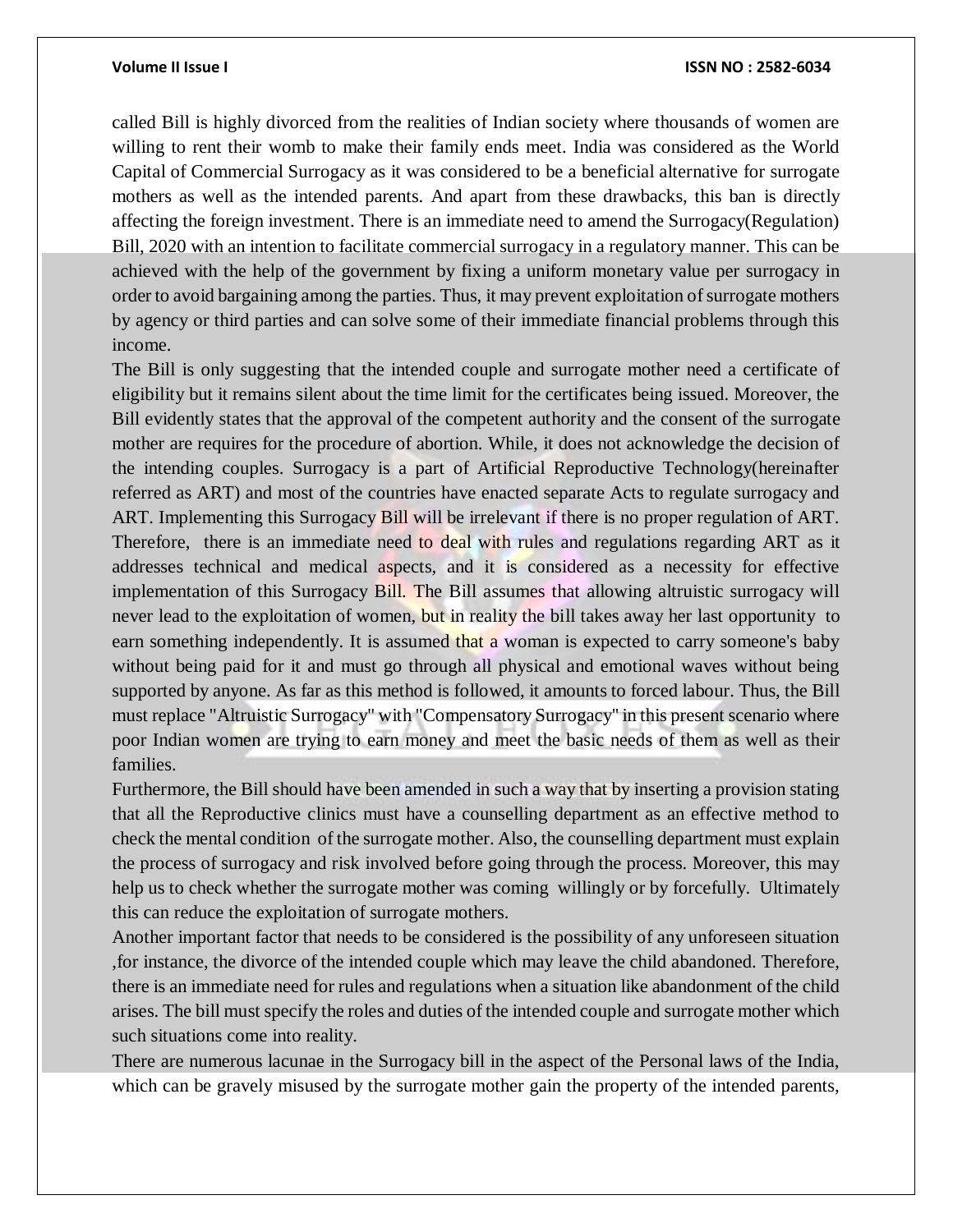called Bill is highly divorced from the realities of Indian society where thousands of women are willing to rent their womb to make their family ends meet. India was considered as the World Capital of Commercial Surrogacy as it was considered to be a beneficial alternative for surrogate mothers as well as the intended parents. And apart from these drawbacks, this ban is directly affecting the foreign investment. There is an immediate need to amend the Surrogacy(Regulation) Bill, 2020 with an intention to facilitate commercial surrogacy in a regulatory manner. This can be achieved with the help of the government by fixing a uniform monetary value per surrogacy in order to avoid bargaining among the parties. Thus, it may prevent exploitation of surrogate mothers by agency or third parties and can solve some of their immediate financial problems through this income.

The Bill is only suggesting that the intended couple and surrogate mother need a certificate of eligibility but it remains silent about the time limit for the certificates being issued. Moreover, the Bill evidently states that the approval of the competent authority and the consent of the surrogate mother are requires for the procedure of abortion. While, it does not acknowledge the decision of the intending couples. Surrogacy is a part of Artificial Reproductive Technology(hereinafter referred as ART) and most of the countries have enacted separate Acts to regulate surrogacy and ART. Implementing this Surrogacy Bill will be irrelevant if there is no proper regulation of ART. Therefore, there is an immediate need to deal with rules and regulations regarding ART as it addresses technical and medical aspects, and it is considered as a necessity for effective implementation of this Surrogacy Bill. The Bill assumes that allowing altruistic surrogacy will never lead to the exploitation of women, but in reality the bill takes away her last opportunity to earn something independently. It is assumed that a woman is expected to carry someone's baby without being paid for it and must go through all physical and emotional waves without being supported by anyone. As far as this method is followed, it amounts to forced labour. Thus, the Bill must replace "Altruistic Surrogacy" with "Compensatory Surrogacy" in this present scenario where poor Indian women are trying to earn money and meet the basic needs of them as well as their families.

Furthermore, the Bill should have been amended in such a way that by inserting a provision stating that all the Reproductive clinics must have a counselling department as an effective method to check the mental condition of the surrogate mother. Also, the counselling department must explain the process of surrogacy and risk involved before going through the process. Moreover, this may help us to check whether the surrogate mother was coming willingly or by forcefully. Ultimately this can reduce the exploitation of surrogate mothers.

Another important factor that needs to be considered is the possibility of any unforeseen situation ,for instance, the divorce of the intended couple which may leave the child abandoned. Therefore, there is an immediate need for rules and regulations when a situation like abandonment of the child arises. The bill must specify the roles and duties of the intended couple and surrogate mother which such situations come into reality.

There are numerous lacunae in the Surrogacy bill in the aspect of the Personal laws of the India, which can be gravely misused by the surrogate mother gain the property of the intended parents,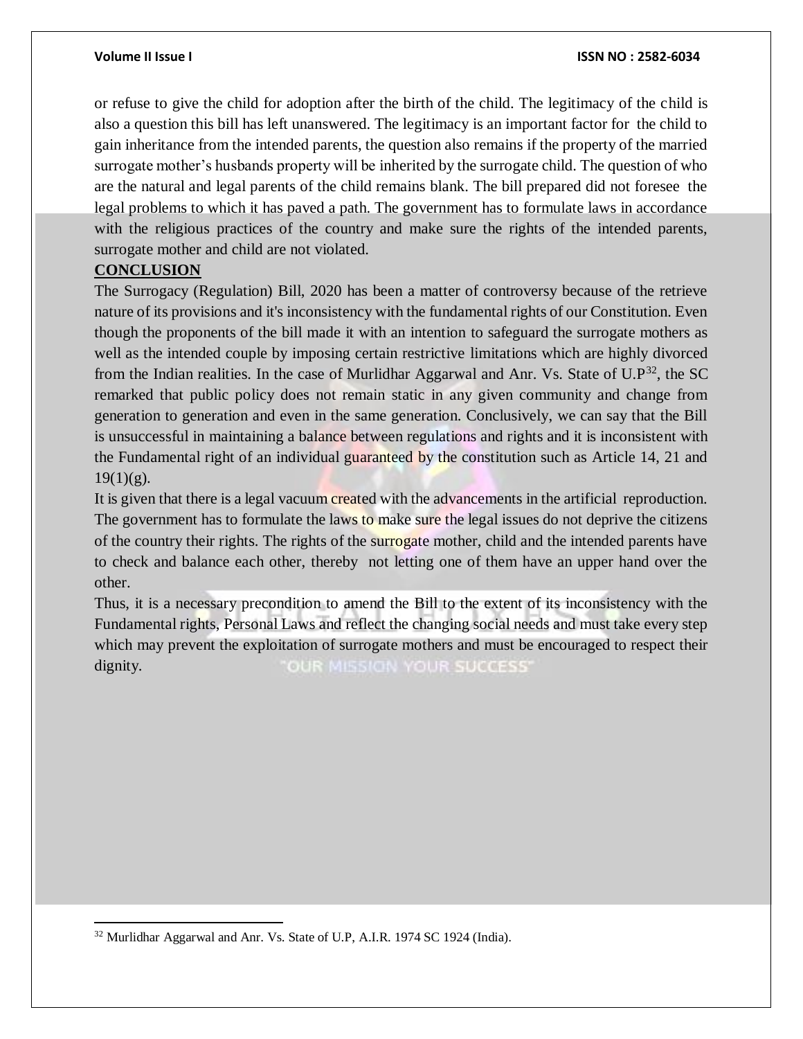or refuse to give the child for adoption after the birth of the child. The legitimacy of the child is also a question this bill has left unanswered. The legitimacy is an important factor for the child to gain inheritance from the intended parents, the question also remains if the property of the married surrogate mother's husbands property will be inherited by the surrogate child. The question of who are the natural and legal parents of the child remains blank. The bill prepared did not foresee the legal problems to which it has paved a path. The government has to formulate laws in accordance with the religious practices of the country and make sure the rights of the intended parents, surrogate mother and child are not violated.

## CONCLUSION

The Surrogacy (Regulation) Bill, 2020 has been a matter of controversy because of the retrieve nature of its provisions and it's inconsistency with the fundamental rights of our Constitution. Even though the proponents of the bill made it with an intention to safeguard the surrogate mothers as well as the intended couple by imposing certain restrictive limitations which are highly divorced from the Indian realities. In the case of Murlidhar Aggarwal and Anr. Vs. State of U.P[32], the SC remarked that public policy does not remain static in any given community and change from generation to generation and even in the same generation. Conclusively, we can say that the Bill is unsuccessful in maintaining a balance between regulations and rights and it is inconsistent with the Fundamental right of an individual guaranteed by the constitution such as Article 14, 21 and 19(1)(g).

It is given that there is a legal vacuum created with the advancements in the artificial reproduction. The government has to formulate the laws to make sure the legal issues do not deprive the citizens of the country their rights. The rights of the surrogate mother, child and the intended parents have to check and balance each other, thereby not letting one of them have an upper hand over the other.

Thus, it is a necessary precondition to amend the Bill to the extent of its inconsistency with the Fundamental rights, Personal Laws and reflect the changing social needs and must take every step which may prevent the exploitation of surrogate mothers and must be encouraged to respect their dignity.

---

[32] Murlidhar Aggarwal and Anr. Vs. State of U.P, A.I.R. 1974 SC 1924 (India).